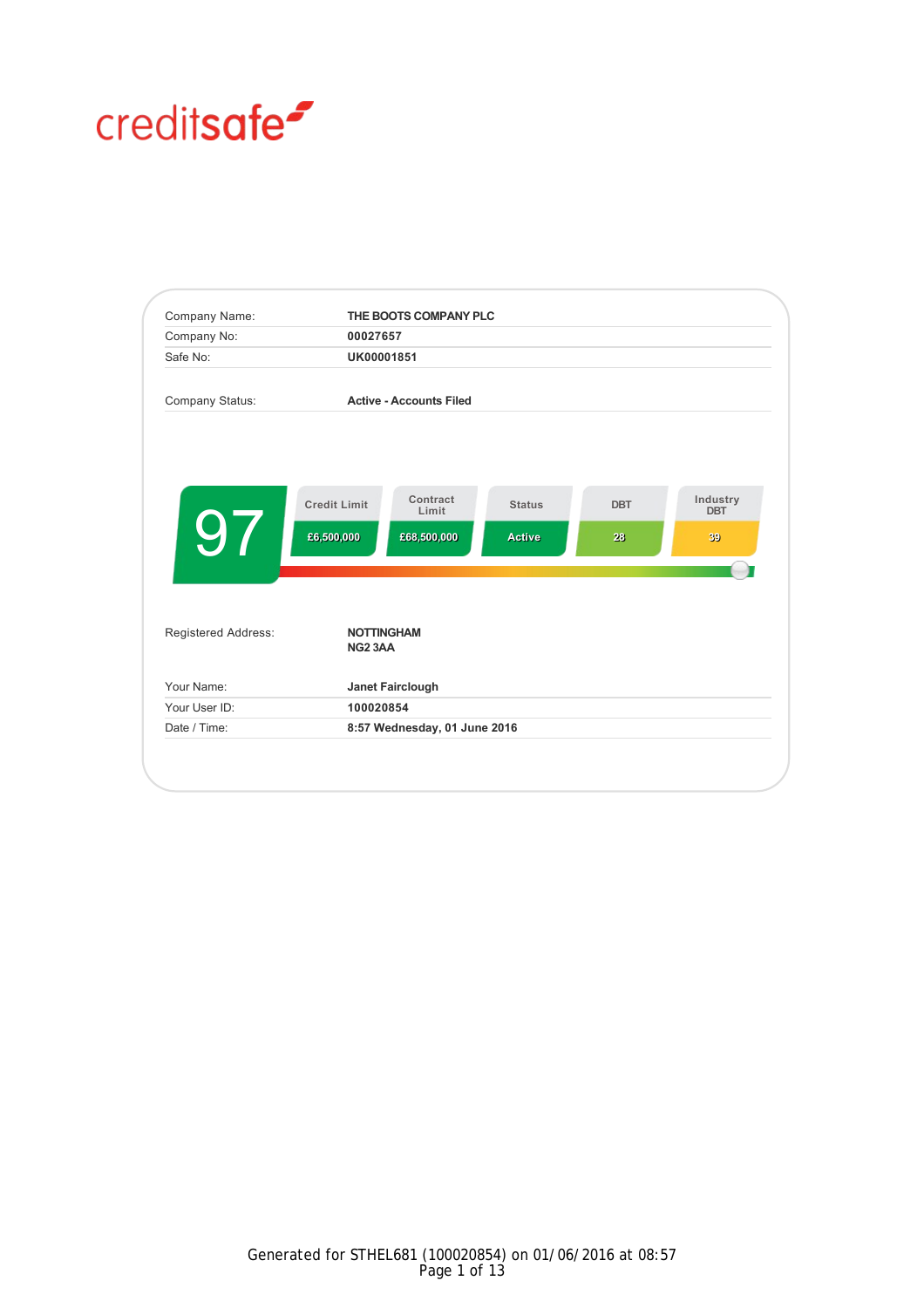creditsafe

| | |
|---|---|
| Company Name: | THE BOOTS COMPANY PLC |
| Company No: | 00027657 |
| Safe No: | UK00001851 |
| Company Status: | Active - Accounts Filed |

| Score | Credit Limit | Contract Limit | Status | DBT | Industry DBT |
|---|---|---|---|---|---|
| 97 | £6,500,000 | £68,500,000 | Active | 28 | 39 |

| | |
|---|---|
| Registered Address: | NOTTINGHAM<br>NG2 3AA |
| Your Name: | Janet Fairclough |
| Your User ID: | 100020854 |
| Date / Time: | 8:57 Wednesday, 01 June 2016 |

Generated for STHEL681 (100020854) on 01/06/2016 at 08:57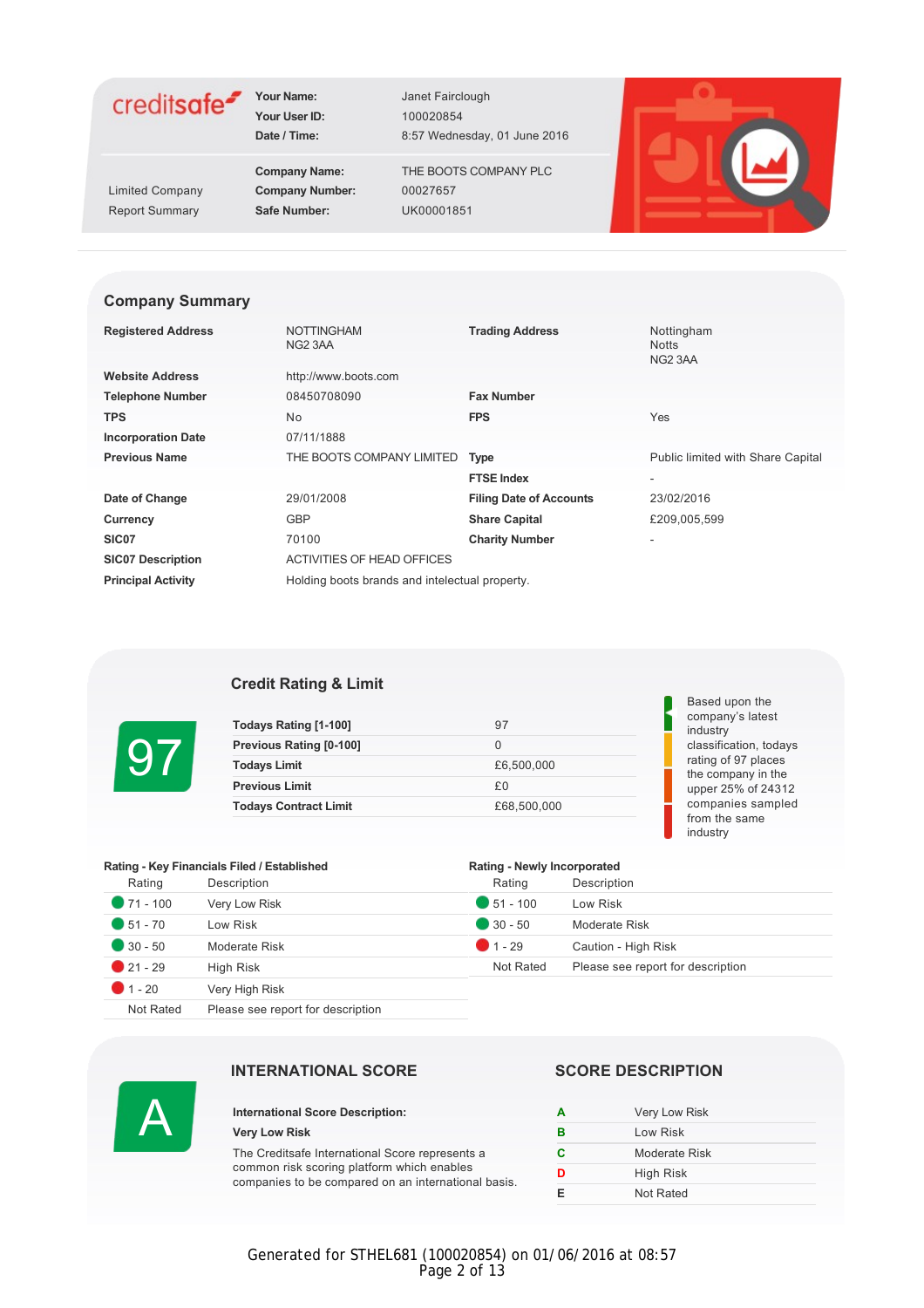creditsafe

| | | |
|---|---|---|
| Limited Company Report Summary | **Your Name:** | Janet Fairclough |
| | **Your User ID:** | 100020854 |
| | **Date / Time:** | 8:57 Wednesday, 01 June 2016 |
| | **Company Name:** | THE BOOTS COMPANY PLC |
| | **Company Number:** | 00027657 |
| | **Safe Number:** | UK00001851 |

## Company Summary

| | | | |
|---|---|---|---|
| **Registered Address** | NOTTINGHAM NG2 3AA | **Trading Address** | Nottingham Notts NG2 3AA |
| **Website Address** | http://www.boots.com | | |
| **Telephone Number** | 08450708090 | **Fax Number** | |
| **TPS** | No | **FPS** | Yes |
| **Incorporation Date** | 07/11/1888 | | |
| **Previous Name** | THE BOOTS COMPANY LIMITED | **Type** | Public limited with Share Capital |
| | | **FTSE Index** | - |
| **Date of Change** | 29/01/2008 | **Filing Date of Accounts** | 23/02/2016 |
| **Currency** | GBP | **Share Capital** | £209,005,599 |
| **SIC07** | 70100 | **Charity Number** | - |
| **SIC07 Description** | ACTIVITIES OF HEAD OFFICES | | |
| **Principal Activity** | Holding boots brands and intelectual property. | | |

## Credit Rating & Limit

97

| | |
|---|---|
| **Todays Rating [1-100]** | 97 |
| **Previous Rating [0-100]** | 0 |
| **Todays Limit** | £6,500,000 |
| **Previous Limit** | £0 |
| **Todays Contract Limit** | £68,500,000 |

Based upon the company's latest industry classification, todays rating of 97 places the company in the upper 25% of 24312 companies sampled from the same industry

**Rating - Key Financials Filed / Established**

| Rating | Description |
|---|---|
| 71 - 100 | Very Low Risk |
| 51 - 70 | Low Risk |
| 30 - 50 | Moderate Risk |
| 21 - 29 | High Risk |
| 1 - 20 | Very High Risk |
| Not Rated | Please see report for description |

**Rating - Newly Incorporated**

| Rating | Description |
|---|---|
| 51 - 100 | Low Risk |
| 30 - 50 | Moderate Risk |
| 1 - 29 | Caution - High Risk |
| Not Rated | Please see report for description |

## INTERNATIONAL SCORE

A

**International Score Description:**

**Very Low Risk**

The Creditsafe International Score represents a common risk scoring platform which enables companies to be compared on an international basis.

## SCORE DESCRIPTION

| | |
|---|---|
| A | Very Low Risk |
| B | Low Risk |
| C | Moderate Risk |
| D | High Risk |
| E | Not Rated |

Generated for STHEL681 (100020854) on 01/06/2016 at 08:57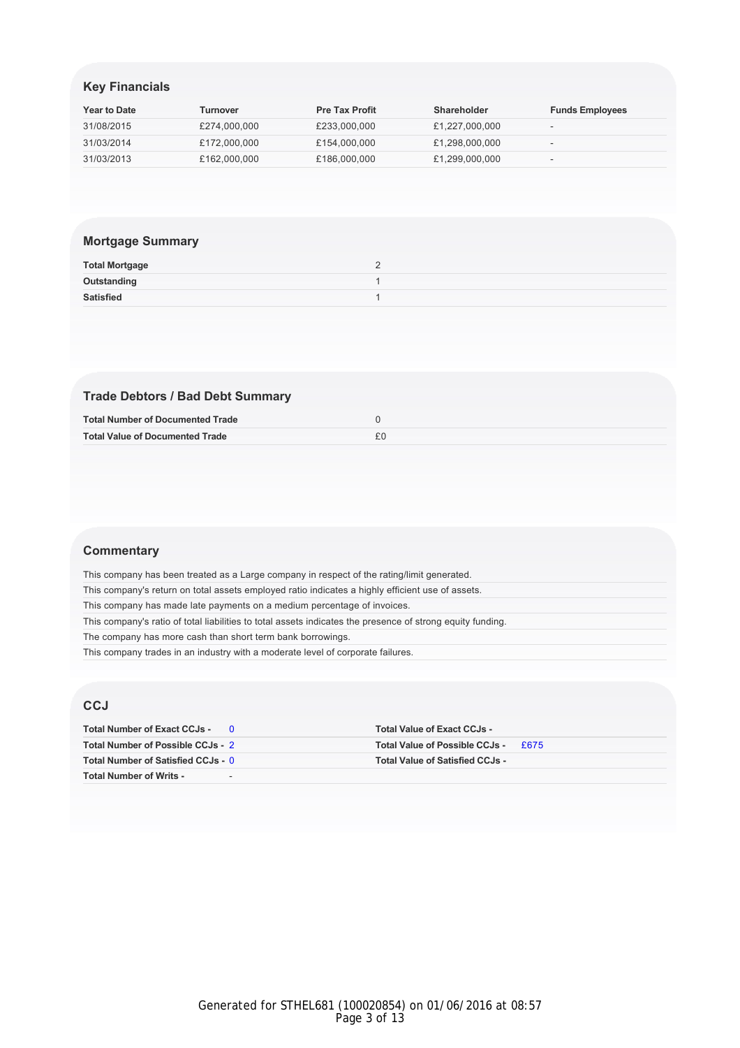## Key Financials

| Year to Date | Turnover | Pre Tax Profit | Shareholder | Funds Employees |
|---|---|---|---|---|
| 31/08/2015 | £274,000,000 | £233,000,000 | £1,227,000,000 | - |
| 31/03/2014 | £172,000,000 | £154,000,000 | £1,298,000,000 | - |
| 31/03/2013 | £162,000,000 | £186,000,000 | £1,299,000,000 | - |

## Mortgage Summary

| | |
|---|---|
| **Total Mortgage** | 2 |
| **Outstanding** | 1 |
| **Satisfied** | 1 |

## Trade Debtors / Bad Debt Summary

| | |
|---|---|
| **Total Number of Documented Trade** | 0 |
| **Total Value of Documented Trade** | £0 |

## Commentary

This company has been treated as a Large company in respect of the rating/limit generated.

This company's return on total assets employed ratio indicates a highly efficient use of assets.

This company has made late payments on a medium percentage of invoices.

This company's ratio of total liabilities to total assets indicates the presence of strong equity funding.

The company has more cash than short term bank borrowings.

This company trades in an industry with a moderate level of corporate failures.

## CCJ

| | | | |
|---|---|---|---|
| **Total Number of Exact CCJs -** | 0 | **Total Value of Exact CCJs -** | |
| **Total Number of Possible CCJs -** | 2 | **Total Value of Possible CCJs -** | £675 |
| **Total Number of Satisfied CCJs -** | 0 | **Total Value of Satisfied CCJs -** | |
| **Total Number of Writs -** | - | | |

Generated for STHEL681 (100020854) on 01/06/2016 at 08:57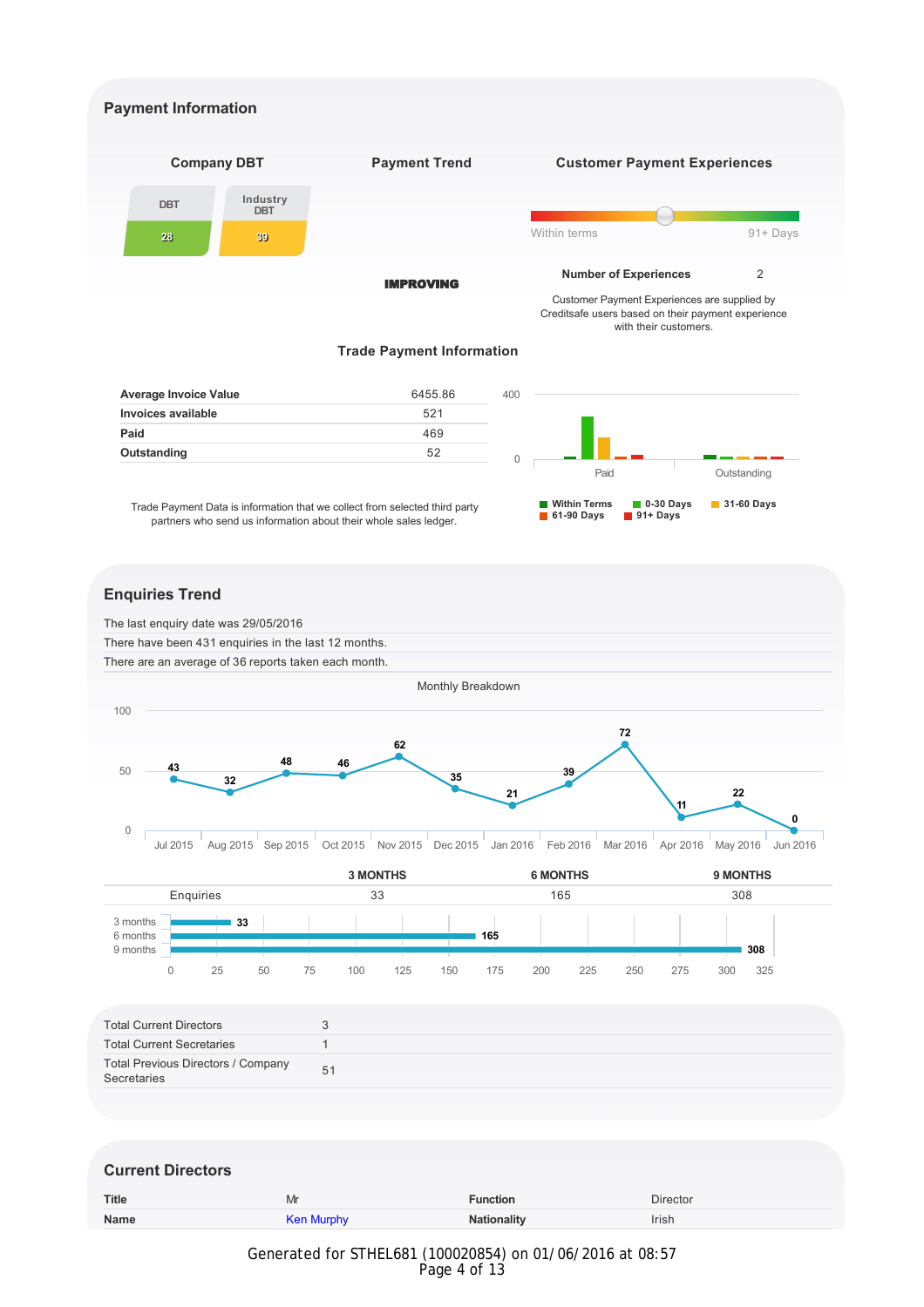## Payment Information

### Company DBT

| DBT | Industry DBT |
|---|---|
| 28 | 39 |

### Payment Trend

**IMPROVING**

### Customer Payment Experiences

Within terms — 91+ Days

| Number of Experiences | 2 |
|---|---|

Customer Payment Experiences are supplied by Creditsafe users based on their payment experience with their customers.

### Trade Payment Information

| Average Invoice Value | 6455.86 |
|---|---|
| Invoices available | 521 |
| Paid | 469 |
| Outstanding | 52 |

Trade Payment Data is information that we collect from selected third party partners who send us information about their whole sales ledger.

Legend: Within Terms, 0-30 Days, 31-60 Days, 61-90 Days, 91+ Days

## Enquiries Trend

The last enquiry date was 29/05/2016

There have been 431 enquiries in the last 12 months.

There are an average of 36 reports taken each month.

Monthly Breakdown

| Jul 2015 | Aug 2015 | Sep 2015 | Oct 2015 | Nov 2015 | Dec 2015 | Jan 2016 | Feb 2016 | Mar 2016 | Apr 2016 | May 2016 | Jun 2016 |
|---|---|---|---|---|---|---|---|---|---|---|---|
| 43 | 32 | 48 | 46 | 62 | 35 | 21 | 39 | 72 | 11 | 22 | 0 |

| | 3 MONTHS | 6 MONTHS | 9 MONTHS |
|---|---|---|---|
| Enquiries | 33 | 165 | 308 |

| Total Current Directors | 3 |
|---|---|
| Total Current Secretaries | 1 |
| Total Previous Directors / Company Secretaries | 51 |

## Current Directors

| Title | Mr | Function | Director |
|---|---|---|---|
| Name | Ken Murphy | Nationality | Irish |

Generated for STHEL681 (100020854) on 01/06/2016 at 08:57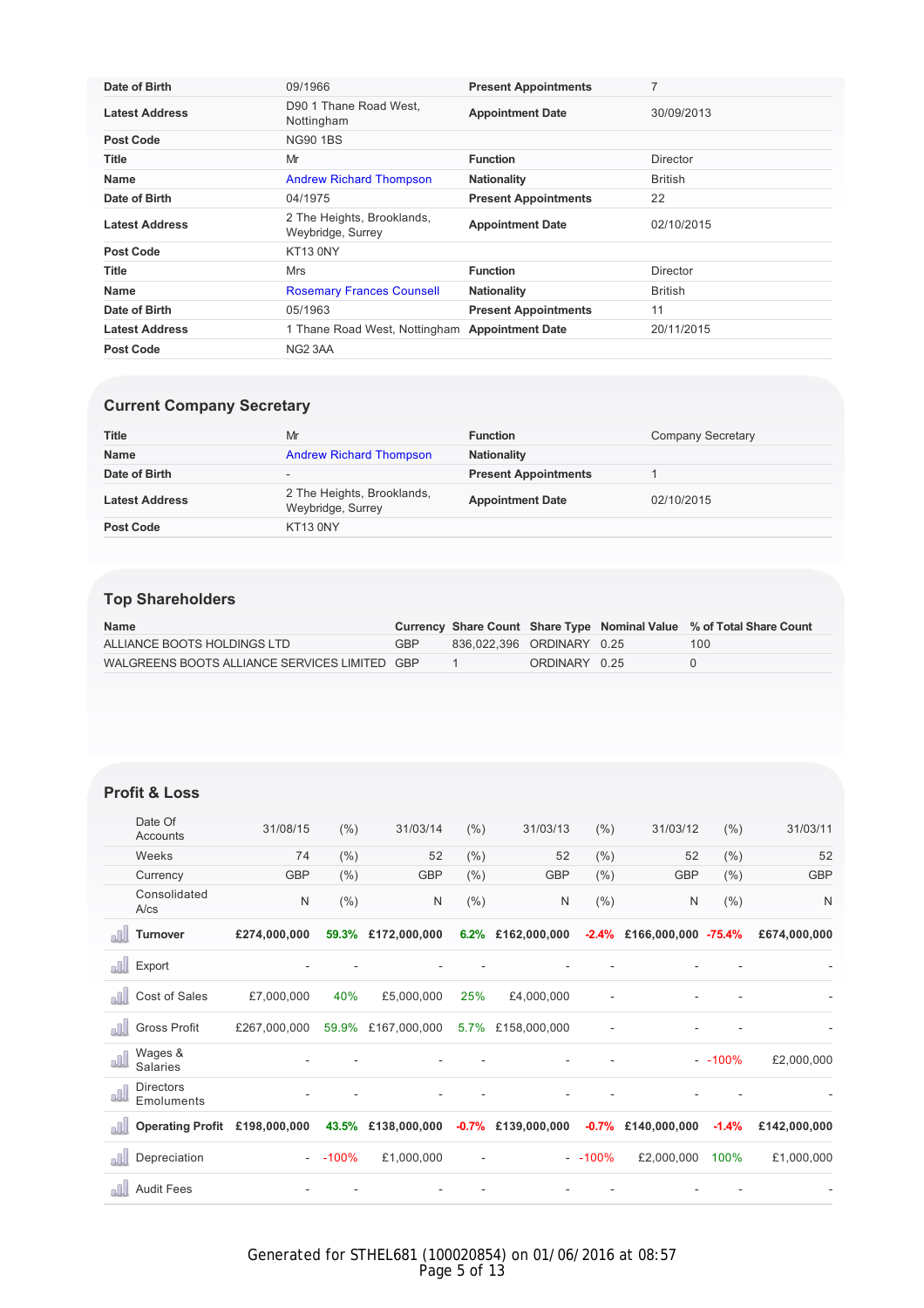| | | | |
|---|---|---|---|
| **Date of Birth** | 09/1966 | **Present Appointments** | 7 |
| **Latest Address** | D90 1 Thane Road West, Nottingham | **Appointment Date** | 30/09/2013 |
| **Post Code** | NG90 1BS | | |
| **Title** | Mr | **Function** | Director |
| **Name** | Andrew Richard Thompson | **Nationality** | British |
| **Date of Birth** | 04/1975 | **Present Appointments** | 22 |
| **Latest Address** | 2 The Heights, Brooklands, Weybridge, Surrey | **Appointment Date** | 02/10/2015 |
| **Post Code** | KT13 0NY | | |
| **Title** | Mrs | **Function** | Director |
| **Name** | Rosemary Frances Counsell | **Nationality** | British |
| **Date of Birth** | 05/1963 | **Present Appointments** | 11 |
| **Latest Address** | 1 Thane Road West, Nottingham | **Appointment Date** | 20/11/2015 |
| **Post Code** | NG2 3AA | | |

## Current Company Secretary

| | | | |
|---|---|---|---|
| **Title** | Mr | **Function** | Company Secretary |
| **Name** | Andrew Richard Thompson | **Nationality** | |
| **Date of Birth** | - | **Present Appointments** | 1 |
| **Latest Address** | 2 The Heights, Brooklands, Weybridge, Surrey | **Appointment Date** | 02/10/2015 |
| **Post Code** | KT13 0NY | | |

## Top Shareholders

| Name | Currency | Share Count | Share Type | Nominal Value | % of Total Share Count |
|---|---|---|---|---|---|
| ALLIANCE BOOTS HOLDINGS LTD | GBP | 836,022,396 | ORDINARY | 0.25 | 100 |
| WALGREENS BOOTS ALLIANCE SERVICES LIMITED | GBP | 1 | ORDINARY | 0.25 | 0 |

## Profit & Loss

| Date Of Accounts | 31/08/15 | (%) | 31/03/14 | (%) | 31/03/13 | (%) | 31/03/12 | (%) | 31/03/11 |
|---|---|---|---|---|---|---|---|---|---|
| Weeks | 74 | (%) | 52 | (%) | 52 | (%) | 52 | (%) | 52 |
| Currency | GBP | (%) | GBP | (%) | GBP | (%) | GBP | (%) | GBP |
| Consolidated A/cs | N | (%) | N | (%) | N | (%) | N | (%) | N |
| **Turnover** | **£274,000,000** | **59.3%** | **£172,000,000** | **6.2%** | **£162,000,000** | **-2.4%** | **£166,000,000** | **-75.4%** | **£674,000,000** |
| Export | - | - | - | - | - | - | - | - | - |
| Cost of Sales | £7,000,000 | 40% | £5,000,000 | 25% | £4,000,000 | - | - | - | - |
| Gross Profit | £267,000,000 | 59.9% | £167,000,000 | 5.7% | £158,000,000 | - | - | - | - |
| Wages & Salaries | - | - | - | - | - | - | - | -100% | £2,000,000 |
| Directors Emoluments | - | - | - | - | - | - | - | - | - |
| **Operating Profit** | **£198,000,000** | **43.5%** | **£138,000,000** | **-0.7%** | **£139,000,000** | **-0.7%** | **£140,000,000** | **-1.4%** | **£142,000,000** |
| Depreciation | - | -100% | £1,000,000 | - | - | -100% | £2,000,000 | 100% | £1,000,000 |
| Audit Fees | - | - | - | - | - | - | - | - | - |

Generated for STHEL681 (100020854) on 01/06/2016 at 08:57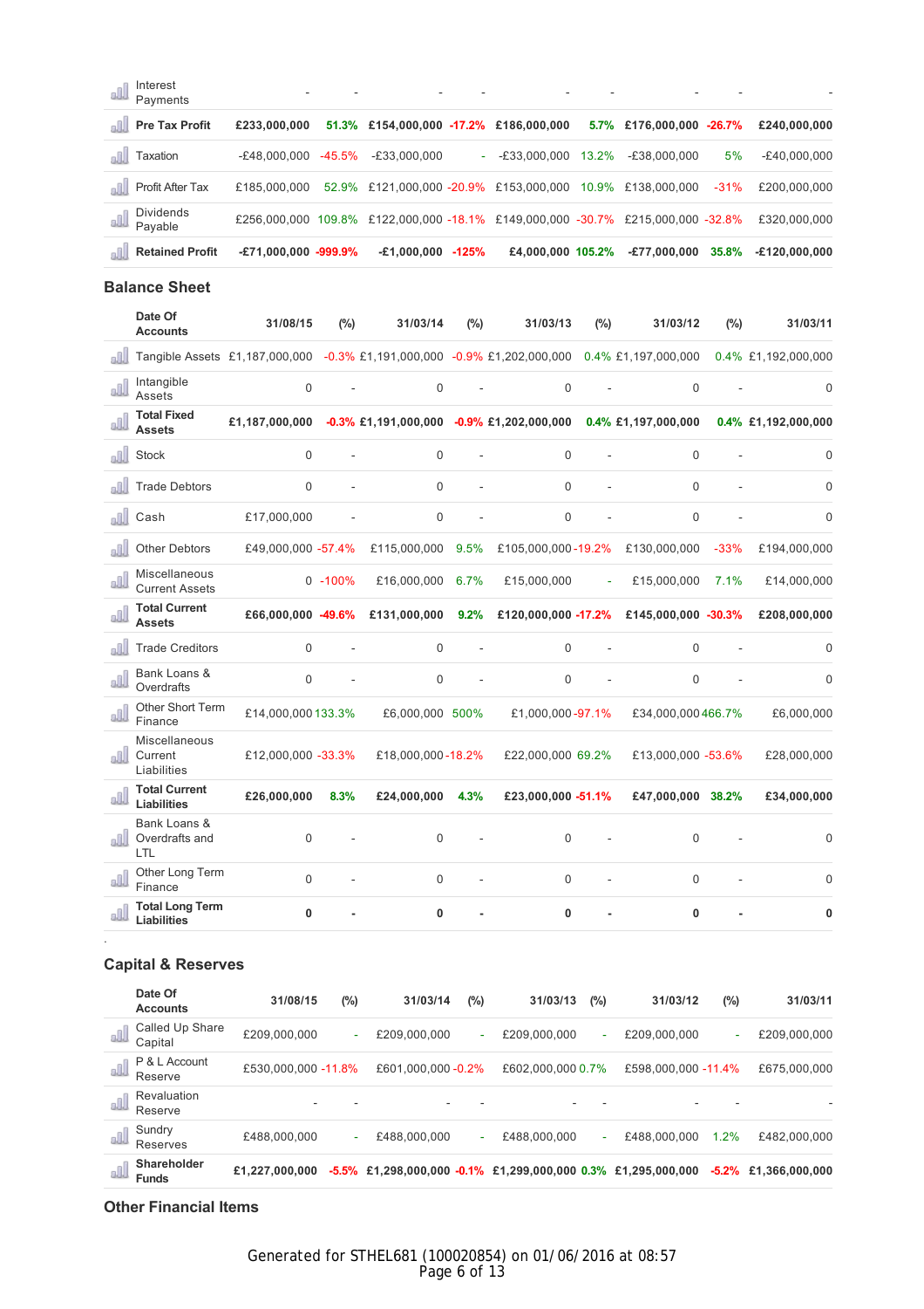| | | | | | | | | | |
|---|---|---|---|---|---|---|---|---|---|
| Interest Payments | - | - | - | - | - | - | - | - | - |
| **Pre Tax Profit** | **£233,000,000** | **51.3%** | **£154,000,000** | **-17.2%** | **£186,000,000** | **5.7%** | **£176,000,000** | **-26.7%** | **£240,000,000** |
| Taxation | -£48,000,000 | -45.5% | -£33,000,000 | - | -£33,000,000 | 13.2% | -£38,000,000 | 5% | -£40,000,000 |
| Profit After Tax | £185,000,000 | 52.9% | £121,000,000 | -20.9% | £153,000,000 | 10.9% | £138,000,000 | -31% | £200,000,000 |
| Dividends Payable | £256,000,000 | 109.8% | £122,000,000 | -18.1% | £149,000,000 | -30.7% | £215,000,000 | -32.8% | £320,000,000 |
| **Retained Profit** | **-£71,000,000** | **-999.9%** | **-£1,000,000** | **-125%** | **£4,000,000** | **105.2%** | **-£77,000,000** | **35.8%** | **-£120,000,000** |

## Balance Sheet

| Date Of Accounts | 31/08/15 | (%) | 31/03/14 | (%) | 31/03/13 | (%) | 31/03/12 | (%) | 31/03/11 |
|---|---|---|---|---|---|---|---|---|---|
| Tangible Assets | £1,187,000,000 | -0.3% | £1,191,000,000 | -0.9% | £1,202,000,000 | 0.4% | £1,197,000,000 | 0.4% | £1,192,000,000 |
| Intangible Assets | 0 | - | 0 | - | 0 | - | 0 | - | 0 |
| **Total Fixed Assets** | **£1,187,000,000** | **-0.3%** | **£1,191,000,000** | **-0.9%** | **£1,202,000,000** | **0.4%** | **£1,197,000,000** | **0.4%** | **£1,192,000,000** |
| Stock | 0 | - | 0 | - | 0 | - | 0 | - | 0 |
| Trade Debtors | 0 | - | 0 | - | 0 | - | 0 | - | 0 |
| Cash | £17,000,000 | - | 0 | - | 0 | - | 0 | - | 0 |
| Other Debtors | £49,000,000 | -57.4% | £115,000,000 | 9.5% | £105,000,000 | -19.2% | £130,000,000 | -33% | £194,000,000 |
| Miscellaneous Current Assets | 0 | -100% | £16,000,000 | 6.7% | £15,000,000 | - | £15,000,000 | 7.1% | £14,000,000 |
| **Total Current Assets** | **£66,000,000** | **-49.6%** | **£131,000,000** | **9.2%** | **£120,000,000** | **-17.2%** | **£145,000,000** | **-30.3%** | **£208,000,000** |
| Trade Creditors | 0 | - | 0 | - | 0 | - | 0 | - | 0 |
| Bank Loans & Overdrafts | 0 | - | 0 | - | 0 | - | 0 | - | 0 |
| Other Short Term Finance | £14,000,000 | 133.3% | £6,000,000 | 500% | £1,000,000 | -97.1% | £34,000,000 | 466.7% | £6,000,000 |
| Miscellaneous Current Liabilities | £12,000,000 | -33.3% | £18,000,000 | -18.2% | £22,000,000 | 69.2% | £13,000,000 | -53.6% | £28,000,000 |
| **Total Current Liabilities** | **£26,000,000** | **8.3%** | **£24,000,000** | **4.3%** | **£23,000,000** | **-51.1%** | **£47,000,000** | **38.2%** | **£34,000,000** |
| Bank Loans & Overdrafts and LTL | 0 | - | 0 | - | 0 | - | 0 | - | 0 |
| Other Long Term Finance | 0 | - | 0 | - | 0 | - | 0 | - | 0 |
| **Total Long Term Liabilities** | **0** | **-** | **0** | **-** | **0** | **-** | **0** | **-** | **0** |

.

## Capital & Reserves

| Date Of Accounts | 31/08/15 | (%) | 31/03/14 | (%) | 31/03/13 | (%) | 31/03/12 | (%) | 31/03/11 |
|---|---|---|---|---|---|---|---|---|---|
| Called Up Share Capital | £209,000,000 | - | £209,000,000 | - | £209,000,000 | - | £209,000,000 | - | £209,000,000 |
| P & L Account Reserve | £530,000,000 | -11.8% | £601,000,000 | -0.2% | £602,000,000 | 0.7% | £598,000,000 | -11.4% | £675,000,000 |
| Revaluation Reserve | - | - | - | - | - | - | - | - | - |
| Sundry Reserves | £488,000,000 | - | £488,000,000 | - | £488,000,000 | - | £488,000,000 | 1.2% | £482,000,000 |
| **Shareholder Funds** | **£1,227,000,000** | **-5.5%** | **£1,298,000,000** | **-0.1%** | **£1,299,000,000** | **0.3%** | **£1,295,000,000** | **-5.2%** | **£1,366,000,000** |

## Other Financial Items

Generated for STHEL681 (100020854) on 01/06/2016 at 08:57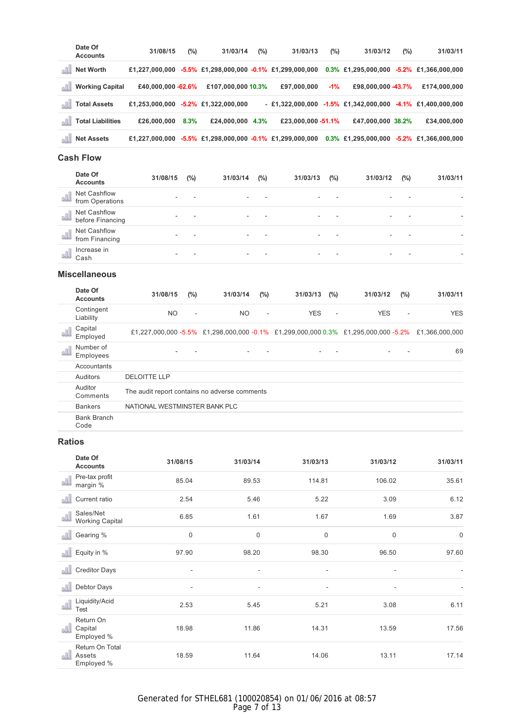| Date Of Accounts | 31/08/15 | (%) | 31/03/14 | (%) | 31/03/13 | (%) | 31/03/12 | (%) | 31/03/11 |
|---|---|---|---|---|---|---|---|---|---|
| **Net Worth** | £1,227,000,000 | -5.5% | £1,298,000,000 | -0.1% | £1,299,000,000 | 0.3% | £1,295,000,000 | -5.2% | £1,366,000,000 |
| **Working Capital** | £40,000,000 | -62.6% | £107,000,000 | 10.3% | £97,000,000 | -1% | £98,000,000 | -43.7% | £174,000,000 |
| **Total Assets** | £1,253,000,000 | -5.2% | £1,322,000,000 | - | £1,322,000,000 | -1.5% | £1,342,000,000 | -4.1% | £1,400,000,000 |
| **Total Liabilities** | £26,000,000 | 8.3% | £24,000,000 | 4.3% | £23,000,000 | -51.1% | £47,000,000 | 38.2% | £34,000,000 |
| **Net Assets** | £1,227,000,000 | -5.5% | £1,298,000,000 | -0.1% | £1,299,000,000 | 0.3% | £1,295,000,000 | -5.2% | £1,366,000,000 |

## Cash Flow

| Date Of Accounts | 31/08/15 | (%) | 31/03/14 | (%) | 31/03/13 | (%) | 31/03/12 | (%) | 31/03/11 |
|---|---|---|---|---|---|---|---|---|---|
| Net Cashflow from Operations | - | - | - | - | - | - | - | - | - |
| Net Cashflow before Financing | - | - | - | - | - | - | - | - | - |
| Net Cashflow from Financing | - | - | - | - | - | - | - | - | - |
| Increase in Cash | - | - | - | - | - | - | - | - | - |

## Miscellaneous

| Date Of Accounts | 31/08/15 | (%) | 31/03/14 | (%) | 31/03/13 | (%) | 31/03/12 | (%) | 31/03/11 |
|---|---|---|---|---|---|---|---|---|---|
| Contingent Liability | NO | - | NO | - | YES | - | YES | - | YES |
| Capital Employed | £1,227,000,000 | -5.5% | £1,298,000,000 | -0.1% | £1,299,000,000 | 0.3% | £1,295,000,000 | -5.2% | £1,366,000,000 |
| Number of Employees | - | - | - | - | - | - | - | - | 69 |

| | |
|---|---|
| Accountants | |
| Auditors | DELOITTE LLP |
| Auditor Comments | The audit report contains no adverse comments |
| Bankers | NATIONAL WESTMINSTER BANK PLC |
| Bank Branch Code | |

## Ratios

| Date Of Accounts | 31/08/15 | 31/03/14 | 31/03/13 | 31/03/12 | 31/03/11 |
|---|---|---|---|---|---|
| Pre-tax profit margin % | 85.04 | 89.53 | 114.81 | 106.02 | 35.61 |
| Current ratio | 2.54 | 5.46 | 5.22 | 3.09 | 6.12 |
| Sales/Net Working Capital | 6.85 | 1.61 | 1.67 | 1.69 | 3.87 |
| Gearing % | 0 | 0 | 0 | 0 | 0 |
| Equity in % | 97.90 | 98.20 | 98.30 | 96.50 | 97.60 |
| Creditor Days | - | - | - | - | - |
| Debtor Days | - | - | - | - | - |
| Liquidity/Acid Test | 2.53 | 5.45 | 5.21 | 3.08 | 6.11 |
| Return On Capital Employed % | 18.98 | 11.86 | 14.31 | 13.59 | 17.56 |
| Return On Total Assets Employed % | 18.59 | 11.64 | 14.06 | 13.11 | 17.14 |

Generated for STHEL681 (100020854) on 01/06/2016 at 08:57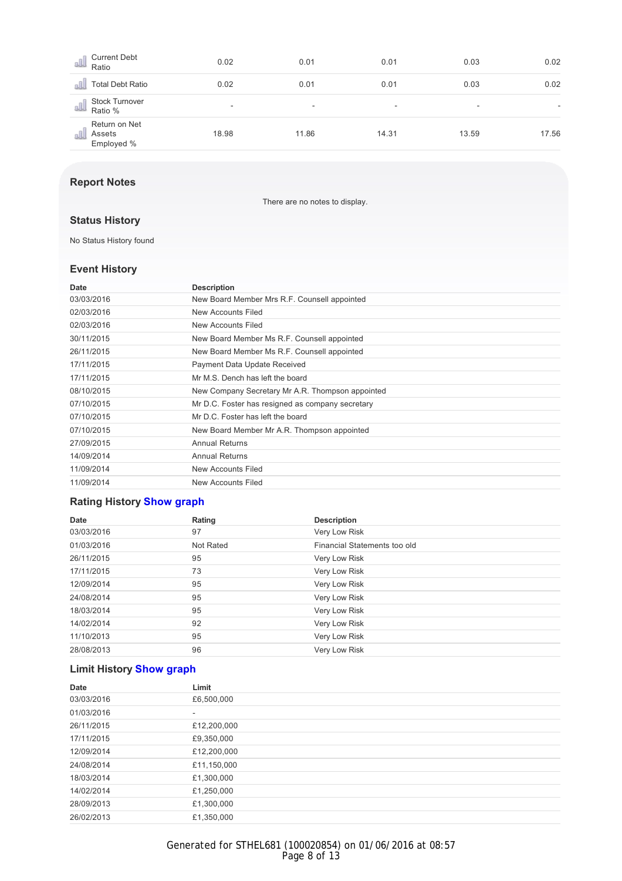| | | | | | |
|---|---|---|---|---|---|
| Current Debt Ratio | 0.02 | 0.01 | 0.01 | 0.03 | 0.02 |
| Total Debt Ratio | 0.02 | 0.01 | 0.01 | 0.03 | 0.02 |
| Stock Turnover Ratio % | - | - | - | - | - |
| Return on Net Assets Employed % | 18.98 | 11.86 | 14.31 | 13.59 | 17.56 |

## Report Notes

There are no notes to display.

## Status History

No Status History found

## Event History

| Date | Description |
|---|---|
| 03/03/2016 | New Board Member Mrs R.F. Counsell appointed |
| 02/03/2016 | New Accounts Filed |
| 02/03/2016 | New Accounts Filed |
| 30/11/2015 | New Board Member Ms R.F. Counsell appointed |
| 26/11/2015 | New Board Member Ms R.F. Counsell appointed |
| 17/11/2015 | Payment Data Update Received |
| 17/11/2015 | Mr M.S. Dench has left the board |
| 08/10/2015 | New Company Secretary Mr A.R. Thompson appointed |
| 07/10/2015 | Mr D.C. Foster has resigned as company secretary |
| 07/10/2015 | Mr D.C. Foster has left the board |
| 07/10/2015 | New Board Member Mr A.R. Thompson appointed |
| 27/09/2015 | Annual Returns |
| 14/09/2014 | Annual Returns |
| 11/09/2014 | New Accounts Filed |
| 11/09/2014 | New Accounts Filed |

## Rating History Show graph

| Date | Rating | Description |
|---|---|---|
| 03/03/2016 | 97 | Very Low Risk |
| 01/03/2016 | Not Rated | Financial Statements too old |
| 26/11/2015 | 95 | Very Low Risk |
| 17/11/2015 | 73 | Very Low Risk |
| 12/09/2014 | 95 | Very Low Risk |
| 24/08/2014 | 95 | Very Low Risk |
| 18/03/2014 | 95 | Very Low Risk |
| 14/02/2014 | 92 | Very Low Risk |
| 11/10/2013 | 95 | Very Low Risk |
| 28/08/2013 | 96 | Very Low Risk |

## Limit History Show graph

| Date | Limit |
|---|---|
| 03/03/2016 | £6,500,000 |
| 01/03/2016 | - |
| 26/11/2015 | £12,200,000 |
| 17/11/2015 | £9,350,000 |
| 12/09/2014 | £12,200,000 |
| 24/08/2014 | £11,150,000 |
| 18/03/2014 | £1,300,000 |
| 14/02/2014 | £1,250,000 |
| 28/09/2013 | £1,300,000 |
| 26/02/2013 | £1,350,000 |

Generated for STHEL681 (100020854) on 01/06/2016 at 08:57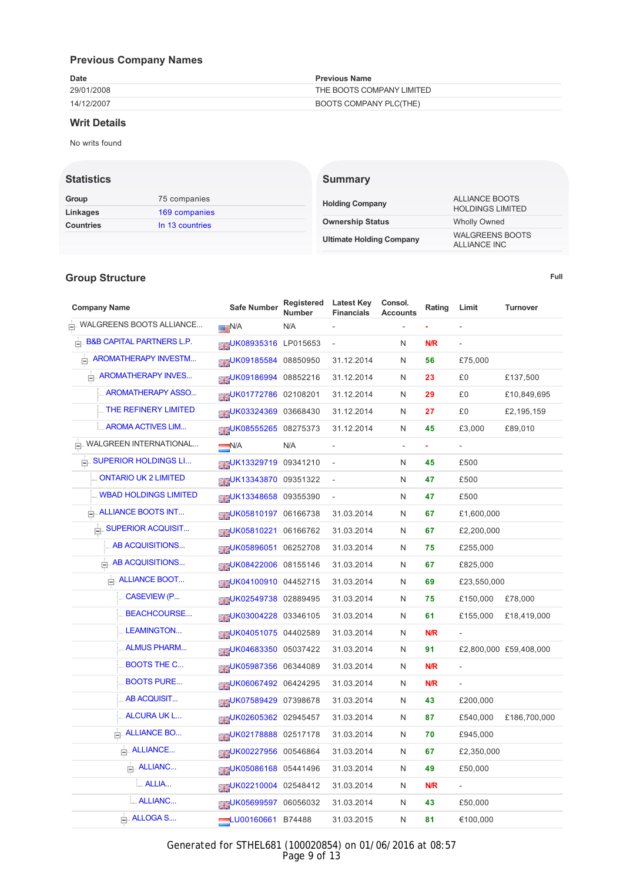## Previous Company Names

| Date | Previous Name |
|---|---|
| 29/01/2008 | THE BOOTS COMPANY LIMITED |
| 14/12/2007 | BOOTS COMPANY PLC(THE) |

## Writ Details

No writs found

## Statistics

| | |
|---|---|
| **Group** | 75 companies |
| **Linkages** | 169 companies |
| **Countries** | In 13 countries |

## Summary

| | |
|---|---|
| **Holding Company** | ALLIANCE BOOTS HOLDINGS LIMITED |
| **Ownership Status** | Wholly Owned |
| **Ultimate Holding Company** | WALGREENS BOOTS ALLIANCE INC |

## Group Structure

Full

| Company Name | Safe Number | Registered Number | Latest Key Financials | Consol. Accounts | Rating | Limit | Turnover |
|---|---|---|---|---|---|---|---|
| WALGREENS BOOTS ALLIANCE... | N/A | N/A | - | - | - | - | |
| B&B CAPITAL PARTNERS L.P. | UK08935316 | LP015653 | - | N | N/R | - | |
| AROMATHERAPY INVESTM... | UK09185584 | 08850950 | 31.12.2014 | N | 56 | £75,000 | |
| AROMATHERAPY INVES... | UK09186994 | 08852216 | 31.12.2014 | N | 23 | £0 | £137,500 |
| AROMATHERAPY ASSO... | UK01772786 | 02108201 | 31.12.2014 | N | 29 | £0 | £10,849,695 |
| THE REFINERY LIMITED | UK03324369 | 03668430 | 31.12.2014 | N | 27 | £0 | £2,195,159 |
| AROMA ACTIVES LIM... | UK08555265 | 08275373 | 31.12.2014 | N | 45 | £3,000 | £89,010 |
| WALGREEN INTERNATIONAL... | N/A | N/A | - | - | - | - | |
| SUPERIOR HOLDINGS LI... | UK13329719 | 09341210 | - | N | 45 | £500 | |
| ONTARIO UK 2 LIMITED | UK13343870 | 09351322 | - | N | 47 | £500 | |
| WBAD HOLDINGS LIMITED | UK13348658 | 09355390 | - | N | 47 | £500 | |
| ALLIANCE BOOTS INT... | UK05810197 | 06166738 | 31.03.2014 | N | 67 | £1,600,000 | |
| SUPERIOR ACQUISIT... | UK05810221 | 06166762 | 31.03.2014 | N | 67 | £2,200,000 | |
| AB ACQUISITIONS... | UK05896051 | 06252708 | 31.03.2014 | N | 75 | £255,000 | |
| AB ACQUISITIONS... | UK08422006 | 08155146 | 31.03.2014 | N | 67 | £825,000 | |
| ALLIANCE BOOT... | UK04100910 | 04452715 | 31.03.2014 | N | 69 | £23,550,000 | |
| CASEVIEW (P... | UK02549738 | 02889495 | 31.03.2014 | N | 75 | £150,000 | £78,000 |
| BEACHCOURSE... | UK03004228 | 03346105 | 31.03.2014 | N | 61 | £155,000 | £18,419,000 |
| LEAMINGTON... | UK04051075 | 04402589 | 31.03.2014 | N | N/R | - | |
| ALMUS PHARM... | UK04683350 | 05037422 | 31.03.2014 | N | 91 | £2,800,000 | £59,408,000 |
| BOOTS THE C... | UK05987356 | 06344089 | 31.03.2014 | N | N/R | - | |
| BOOTS PURE... | UK06067492 | 06424295 | 31.03.2014 | N | N/R | - | |
| AB ACQUISIT... | UK07589429 | 07398678 | 31.03.2014 | N | 43 | £200,000 | |
| ALCURA UK L... | UK02605362 | 02945457 | 31.03.2014 | N | 87 | £540,000 | £186,700,000 |
| ALLIANCE BO... | UK02178888 | 02517178 | 31.03.2014 | N | 70 | £945,000 | |
| ALLIANCE... | UK00227956 | 00546864 | 31.03.2014 | N | 67 | £2,350,000 | |
| ALLIANC... | UK05086168 | 05441496 | 31.03.2014 | N | 49 | £50,000 | |
| ALLIA... | UK02210004 | 02548412 | 31.03.2014 | N | N/R | - | |
| ALLIANC... | UK05699597 | 06056032 | 31.03.2014 | N | 43 | £50,000 | |
| ALLOGA S... | LU00160661 | B74488 | 31.03.2015 | N | 81 | €100,000 | |

Generated for STHEL681 (100020854) on 01/06/2016 at 08:57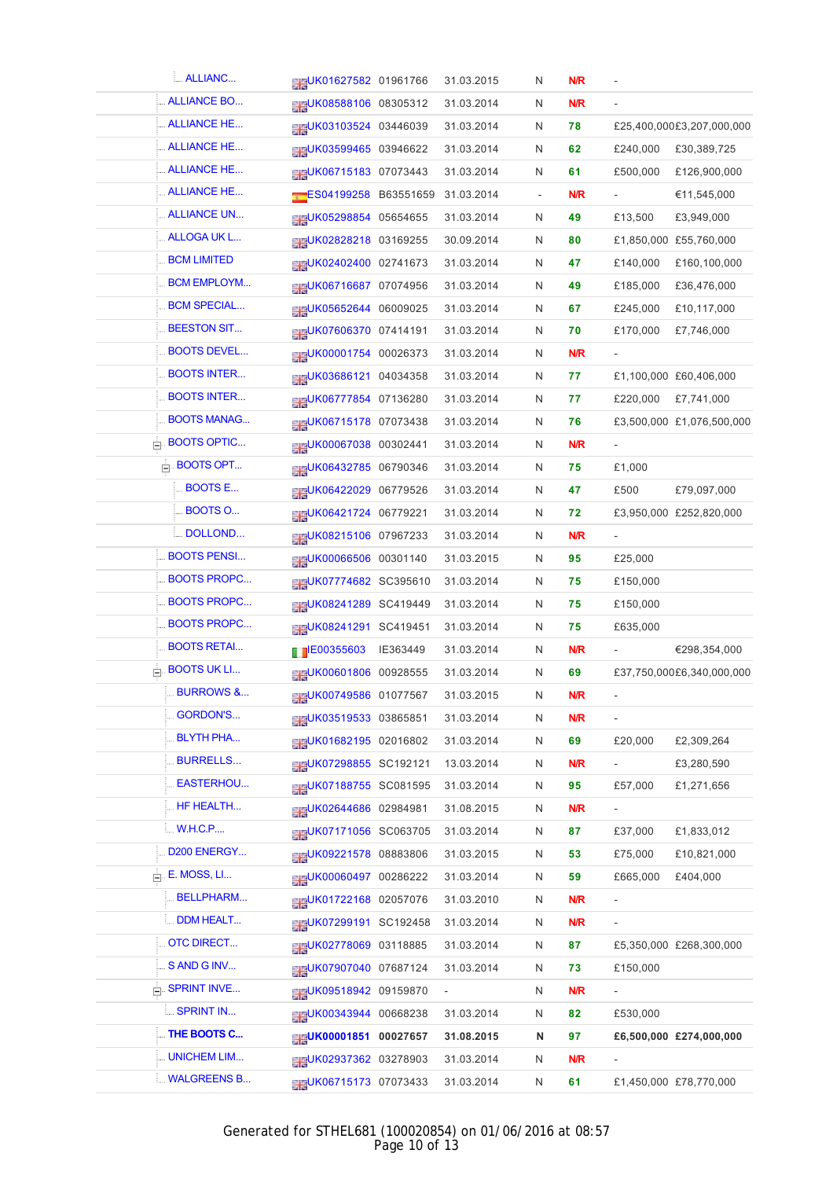| Name | ID | Company No. | Date | | Score | Value 1 | Value 2 |
|---|---|---|---|---|---|---|---|
| ALLIANC... | UK01627582 | 01961766 | 31.03.2015 | N | N/R | - | |
| ALLIANCE BO... | UK08588106 | 08305312 | 31.03.2014 | N | N/R | - | |
| ALLIANCE HE... | UK03103524 | 03446039 | 31.03.2014 | N | 78 | £25,400,000 | £3,207,000,000 |
| ALLIANCE HE... | UK03599465 | 03946622 | 31.03.2014 | N | 62 | £240,000 | £30,389,725 |
| ALLIANCE HE... | UK06715183 | 07073443 | 31.03.2014 | N | 61 | £500,000 | £126,900,000 |
| ALLIANCE HE... | ES04199258 | B63551659 | 31.03.2014 | - | N/R | - | €11,545,000 |
| ALLIANCE UN... | UK05298854 | 05654655 | 31.03.2014 | N | 49 | £13,500 | £3,949,000 |
| ALLOGA UK L... | UK02828218 | 03169255 | 30.09.2014 | N | 80 | £1,850,000 | £55,760,000 |
| BCM LIMITED | UK02402400 | 02741673 | 31.03.2014 | N | 47 | £140,000 | £160,100,000 |
| BCM EMPLOYM... | UK06716687 | 07074956 | 31.03.2014 | N | 49 | £185,000 | £36,476,000 |
| BCM SPECIAL... | UK05652644 | 06009025 | 31.03.2014 | N | 67 | £245,000 | £10,117,000 |
| BEESTON SIT... | UK07606370 | 07414191 | 31.03.2014 | N | 70 | £170,000 | £7,746,000 |
| BOOTS DEVEL... | UK00001754 | 00026373 | 31.03.2014 | N | N/R | - | |
| BOOTS INTER... | UK03686121 | 04034358 | 31.03.2014 | N | 77 | £1,100,000 | £60,406,000 |
| BOOTS INTER... | UK06777854 | 07136280 | 31.03.2014 | N | 77 | £220,000 | £7,741,000 |
| BOOTS MANAG... | UK06715178 | 07073438 | 31.03.2014 | N | 76 | £3,500,000 | £1,076,500,000 |
| BOOTS OPTIC... | UK00067038 | 00302441 | 31.03.2014 | N | N/R | - | |
| BOOTS OPT... | UK06432785 | 06790346 | 31.03.2014 | N | 75 | £1,000 | |
| BOOTS E... | UK06422029 | 06779526 | 31.03.2014 | N | 47 | £500 | £79,097,000 |
| BOOTS O... | UK06421724 | 06779221 | 31.03.2014 | N | 72 | £3,950,000 | £252,820,000 |
| DOLLOND... | UK08215106 | 07967233 | 31.03.2014 | N | N/R | - | |
| BOOTS PENSI... | UK00066506 | 00301140 | 31.03.2015 | N | 95 | £25,000 | |
| BOOTS PROPC... | UK07774682 | SC395610 | 31.03.2014 | N | 75 | £150,000 | |
| BOOTS PROPC... | UK08241289 | SC419449 | 31.03.2014 | N | 75 | £150,000 | |
| BOOTS PROPC... | UK08241291 | SC419451 | 31.03.2014 | N | 75 | £635,000 | |
| BOOTS RETAI... | IE00355603 | IE363449 | 31.03.2014 | N | N/R | - | €298,354,000 |
| BOOTS UK LI... | UK00601806 | 00928555 | 31.03.2014 | N | 69 | £37,750,000 | £6,340,000,000 |
| BURROWS &... | UK00749586 | 01077567 | 31.03.2015 | N | N/R | - | |
| GORDON'S... | UK03519533 | 03865851 | 31.03.2014 | N | N/R | - | |
| BLYTH PHA... | UK01682195 | 02016802 | 31.03.2014 | N | 69 | £20,000 | £2,309,264 |
| BURRELLS... | UK07298855 | SC192121 | 13.03.2014 | N | N/R | - | £3,280,590 |
| EASTERHOU... | UK07188755 | SC081595 | 31.03.2014 | N | 95 | £57,000 | £1,271,656 |
| HF HEALTH... | UK02644686 | 02984981 | 31.08.2015 | N | N/R | - | |
| W.H.C.P.... | UK07171056 | SC063705 | 31.03.2014 | N | 87 | £37,000 | £1,833,012 |
| D200 ENERGY... | UK09221578 | 08883806 | 31.03.2015 | N | 53 | £75,000 | £10,821,000 |
| E. MOSS, LI... | UK00060497 | 00286222 | 31.03.2014 | N | 59 | £665,000 | £404,000 |
| BELLPHARM... | UK01722168 | 02057076 | 31.03.2010 | N | N/R | - | |
| DDM HEALT... | UK07299191 | SC192458 | 31.03.2014 | N | N/R | - | |
| OTC DIRECT... | UK02778069 | 03118885 | 31.03.2014 | N | 87 | £5,350,000 | £268,300,000 |
| S AND G INV... | UK07907040 | 07687124 | 31.03.2014 | N | 73 | £150,000 | |
| SPRINT INVE... | UK09518942 | 09159870 | - | N | N/R | - | |
| SPRINT IN... | UK00343944 | 00668238 | 31.03.2014 | N | 82 | £530,000 | |
| **THE BOOTS C...** | **UK00001851** | **00027657** | **31.08.2015** | **N** | **97** | **£6,500,000** | **£274,000,000** |
| UNICHEM LIM... | UK02937362 | 03278903 | 31.03.2014 | N | N/R | - | |
| WALGREENS B... | UK06715173 | 07073433 | 31.03.2014 | N | 61 | £1,450,000 | £78,770,000 |

Generated for STHEL681 (100020854) on 01/06/2016 at 08:57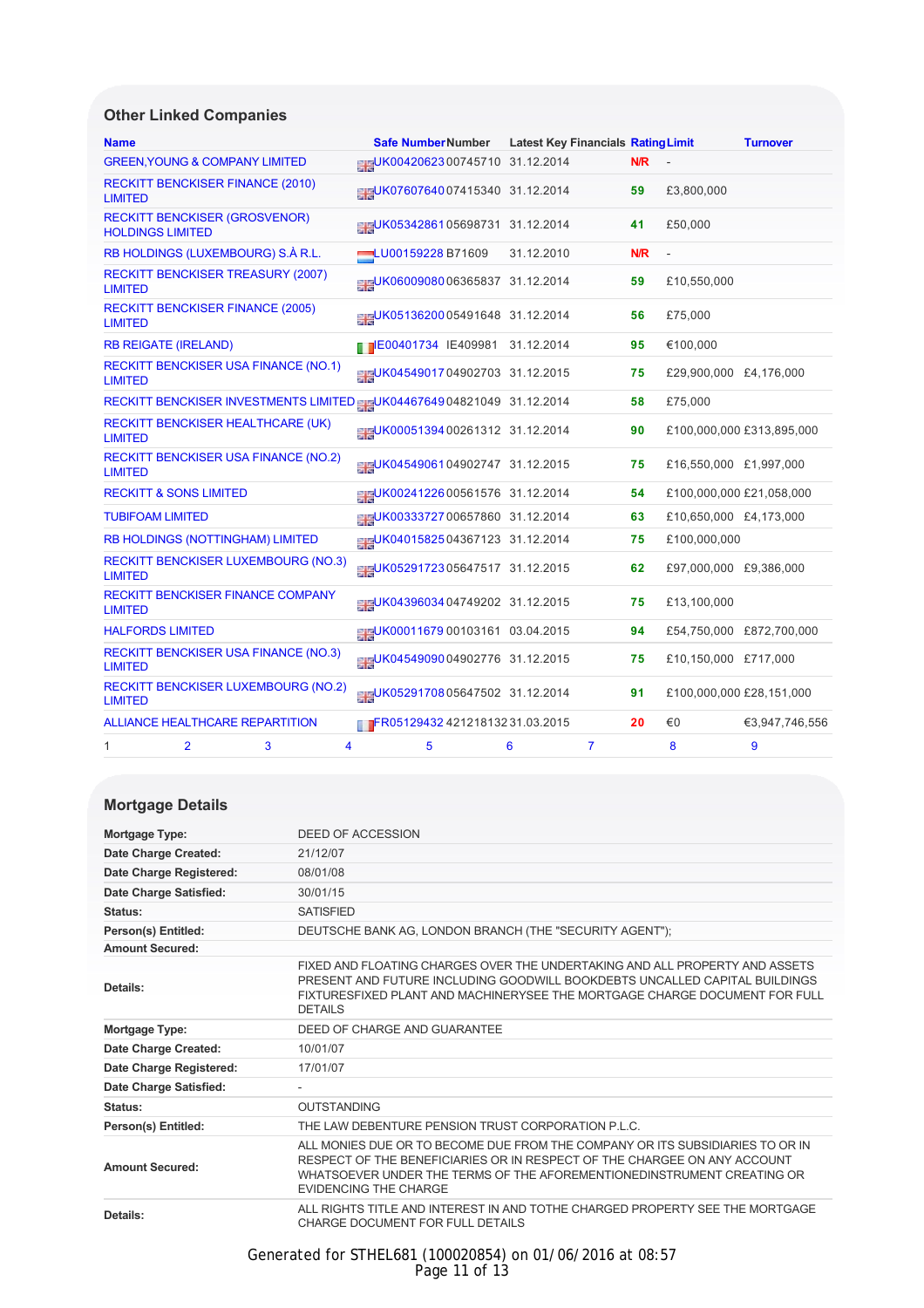## Other Linked Companies

| Name | Safe Number | Number | Latest Key Financials | Rating | Limit | Turnover |
|---|---|---|---|---|---|---|
| GREEN,YOUNG & COMPANY LIMITED | UK00420623 | 00745710 | 31.12.2014 | N/R | - | |
| RECKITT BENCKISER FINANCE (2010) LIMITED | UK07607640 | 07415340 | 31.12.2014 | 59 | £3,800,000 | |
| RECKITT BENCKISER (GROSVENOR) HOLDINGS LIMITED | UK05342861 | 05698731 | 31.12.2014 | 41 | £50,000 | |
| RB HOLDINGS (LUXEMBOURG) S.À R.L. | LU00159228 | B71609 | 31.12.2010 | N/R | - | |
| RECKITT BENCKISER TREASURY (2007) LIMITED | UK06009080 | 06365837 | 31.12.2014 | 59 | £10,550,000 | |
| RECKITT BENCKISER FINANCE (2005) LIMITED | UK05136200 | 05491648 | 31.12.2014 | 56 | £75,000 | |
| RB REIGATE (IRELAND) | IE00401734 | IE409981 | 31.12.2014 | 95 | €100,000 | |
| RECKITT BENCKISER USA FINANCE (NO.1) LIMITED | UK04549017 | 04902703 | 31.12.2015 | 75 | £29,900,000 | £4,176,000 |
| RECKITT BENCKISER INVESTMENTS LIMITED | UK04467649 | 04821049 | 31.12.2014 | 58 | £75,000 | |
| RECKITT BENCKISER HEALTHCARE (UK) LIMITED | UK00051394 | 00261312 | 31.12.2014 | 90 | £100,000,000 | £313,895,000 |
| RECKITT BENCKISER USA FINANCE (NO.2) LIMITED | UK04549061 | 04902747 | 31.12.2015 | 75 | £16,550,000 | £1,997,000 |
| RECKITT & SONS LIMITED | UK00241226 | 00561576 | 31.12.2014 | 54 | £100,000,000 | £21,058,000 |
| TUBIFOAM LIMITED | UK00333727 | 00657860 | 31.12.2014 | 63 | £10,650,000 | £4,173,000 |
| RB HOLDINGS (NOTTINGHAM) LIMITED | UK04015825 | 04367123 | 31.12.2014 | 75 | £100,000,000 | |
| RECKITT BENCKISER LUXEMBOURG (NO.3) LIMITED | UK05291723 | 05647517 | 31.12.2015 | 62 | £97,000,000 | £9,386,000 |
| RECKITT BENCKISER FINANCE COMPANY LIMITED | UK04396034 | 04749202 | 31.12.2015 | 75 | £13,100,000 | |
| HALFORDS LIMITED | UK00011679 | 00103161 | 03.04.2015 | 94 | £54,750,000 | £872,700,000 |
| RECKITT BENCKISER USA FINANCE (NO.3) LIMITED | UK04549090 | 04902776 | 31.12.2015 | 75 | £10,150,000 | £717,000 |
| RECKITT BENCKISER LUXEMBOURG (NO.2) LIMITED | UK05291708 | 05647502 | 31.12.2014 | 91 | £100,000,000 | £28,151,000 |
| ALLIANCE HEALTHCARE REPARTITION | FR05129432 | 421218132 | 31.03.2015 | 20 | €0 | €3,947,746,556 |

1 2 3 4 5 6 7 8 9

## Mortgage Details

| | |
|---|---|
| **Mortgage Type:** | DEED OF ACCESSION |
| **Date Charge Created:** | 21/12/07 |
| **Date Charge Registered:** | 08/01/08 |
| **Date Charge Satisfied:** | 30/01/15 |
| **Status:** | SATISFIED |
| **Person(s) Entitled:** | DEUTSCHE BANK AG, LONDON BRANCH (THE "SECURITY AGENT"); |
| **Amount Secured:** | |
| **Details:** | FIXED AND FLOATING CHARGES OVER THE UNDERTAKING AND ALL PROPERTY AND ASSETS PRESENT AND FUTURE INCLUDING GOODWILL BOOKDEBTS UNCALLED CAPITAL BUILDINGS FIXTURESFIXED PLANT AND MACHINERYSEE THE MORTGAGE CHARGE DOCUMENT FOR FULL DETAILS |
| **Mortgage Type:** | DEED OF CHARGE AND GUARANTEE |
| **Date Charge Created:** | 10/01/07 |
| **Date Charge Registered:** | 17/01/07 |
| **Date Charge Satisfied:** | - |
| **Status:** | OUTSTANDING |
| **Person(s) Entitled:** | THE LAW DEBENTURE PENSION TRUST CORPORATION P.L.C. |
| **Amount Secured:** | ALL MONIES DUE OR TO BECOME DUE FROM THE COMPANY OR ITS SUBSIDIARIES TO OR IN RESPECT OF THE BENEFICIARIES OR IN RESPECT OF THE CHARGEE ON ANY ACCOUNT WHATSOEVER UNDER THE TERMS OF THE AFOREMENTIONEDINSTRUMENT CREATING OR EVIDENCING THE CHARGE |
| **Details:** | ALL RIGHTS TITLE AND INTEREST IN AND TOTHE CHARGED PROPERTY SEE THE MORTGAGE CHARGE DOCUMENT FOR FULL DETAILS |

Generated for STHEL681 (100020854) on 01/06/2016 at 08:57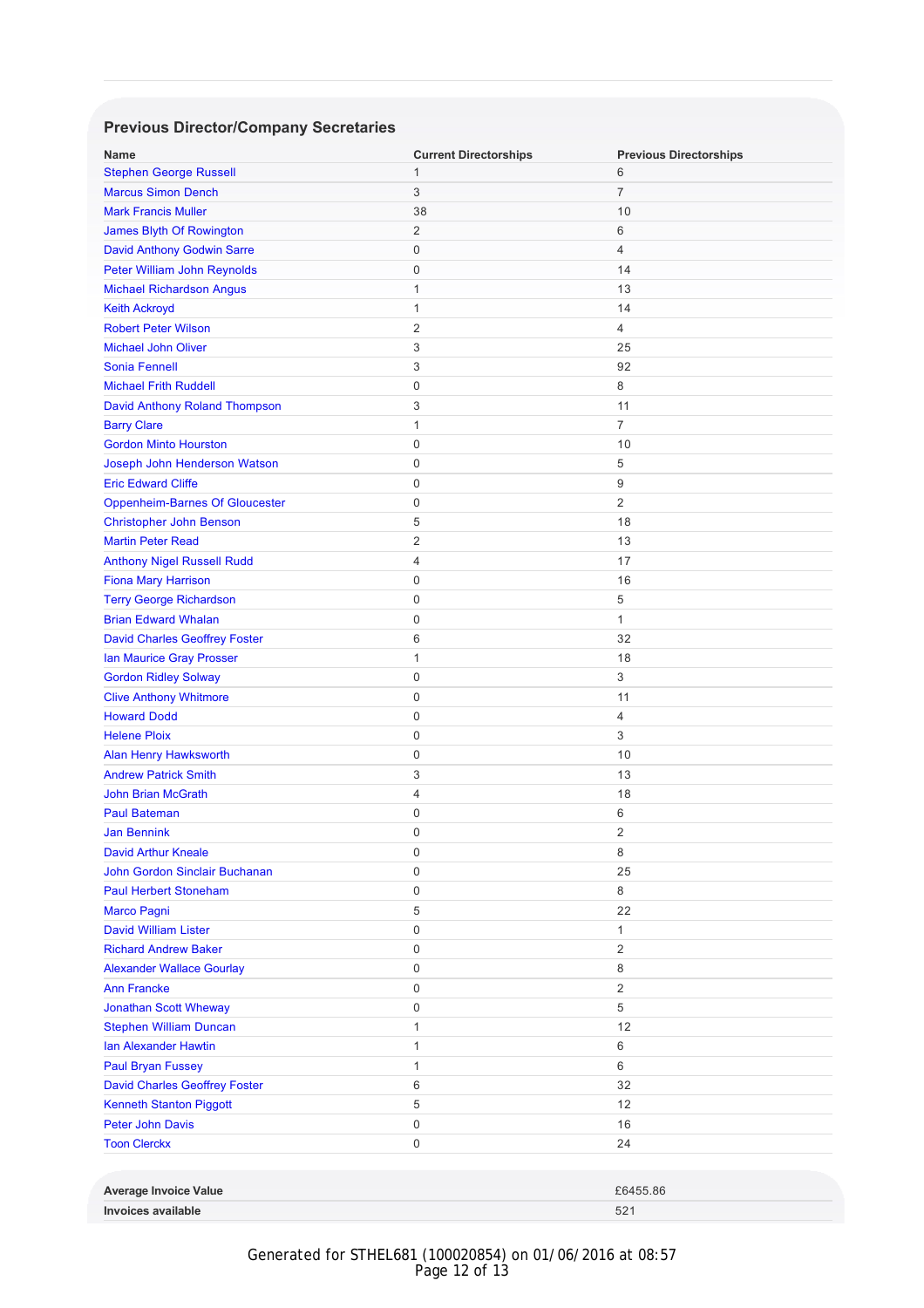## Previous Director/Company Secretaries

| Name | Current Directorships | Previous Directorships |
| --- | --- | --- |
| Stephen George Russell | 1 | 6 |
| Marcus Simon Dench | 3 | 7 |
| Mark Francis Muller | 38 | 10 |
| James Blyth Of Rowington | 2 | 6 |
| David Anthony Godwin Sarre | 0 | 4 |
| Peter William John Reynolds | 0 | 14 |
| Michael Richardson Angus | 1 | 13 |
| Keith Ackroyd | 1 | 14 |
| Robert Peter Wilson | 2 | 4 |
| Michael John Oliver | 3 | 25 |
| Sonia Fennell | 3 | 92 |
| Michael Frith Ruddell | 0 | 8 |
| David Anthony Roland Thompson | 3 | 11 |
| Barry Clare | 1 | 7 |
| Gordon Minto Hourston | 0 | 10 |
| Joseph John Henderson Watson | 0 | 5 |
| Eric Edward Cliffe | 0 | 9 |
| Oppenheim-Barnes Of Gloucester | 0 | 2 |
| Christopher John Benson | 5 | 18 |
| Martin Peter Read | 2 | 13 |
| Anthony Nigel Russell Rudd | 4 | 17 |
| Fiona Mary Harrison | 0 | 16 |
| Terry George Richardson | 0 | 5 |
| Brian Edward Whalan | 0 | 1 |
| David Charles Geoffrey Foster | 6 | 32 |
| Ian Maurice Gray Prosser | 1 | 18 |
| Gordon Ridley Solway | 0 | 3 |
| Clive Anthony Whitmore | 0 | 11 |
| Howard Dodd | 0 | 4 |
| Helene Ploix | 0 | 3 |
| Alan Henry Hawksworth | 0 | 10 |
| Andrew Patrick Smith | 3 | 13 |
| John Brian McGrath | 4 | 18 |
| Paul Bateman | 0 | 6 |
| Jan Bennink | 0 | 2 |
| David Arthur Kneale | 0 | 8 |
| John Gordon Sinclair Buchanan | 0 | 25 |
| Paul Herbert Stoneham | 0 | 8 |
| Marco Pagni | 5 | 22 |
| David William Lister | 0 | 1 |
| Richard Andrew Baker | 0 | 2 |
| Alexander Wallace Gourlay | 0 | 8 |
| Ann Francke | 0 | 2 |
| Jonathan Scott Wheway | 0 | 5 |
| Stephen William Duncan | 1 | 12 |
| Ian Alexander Hawtin | 1 | 6 |
| Paul Bryan Fussey | 1 | 6 |
| David Charles Geoffrey Foster | 6 | 32 |
| Kenneth Stanton Piggott | 5 | 12 |
| Peter John Davis | 0 | 16 |
| Toon Clerckx | 0 | 24 |

| | |
| --- | --- |
| **Average Invoice Value** | £6455.86 |
| **Invoices available** | 521 |

Generated for STHEL681 (100020854) on 01/06/2016 at 08:57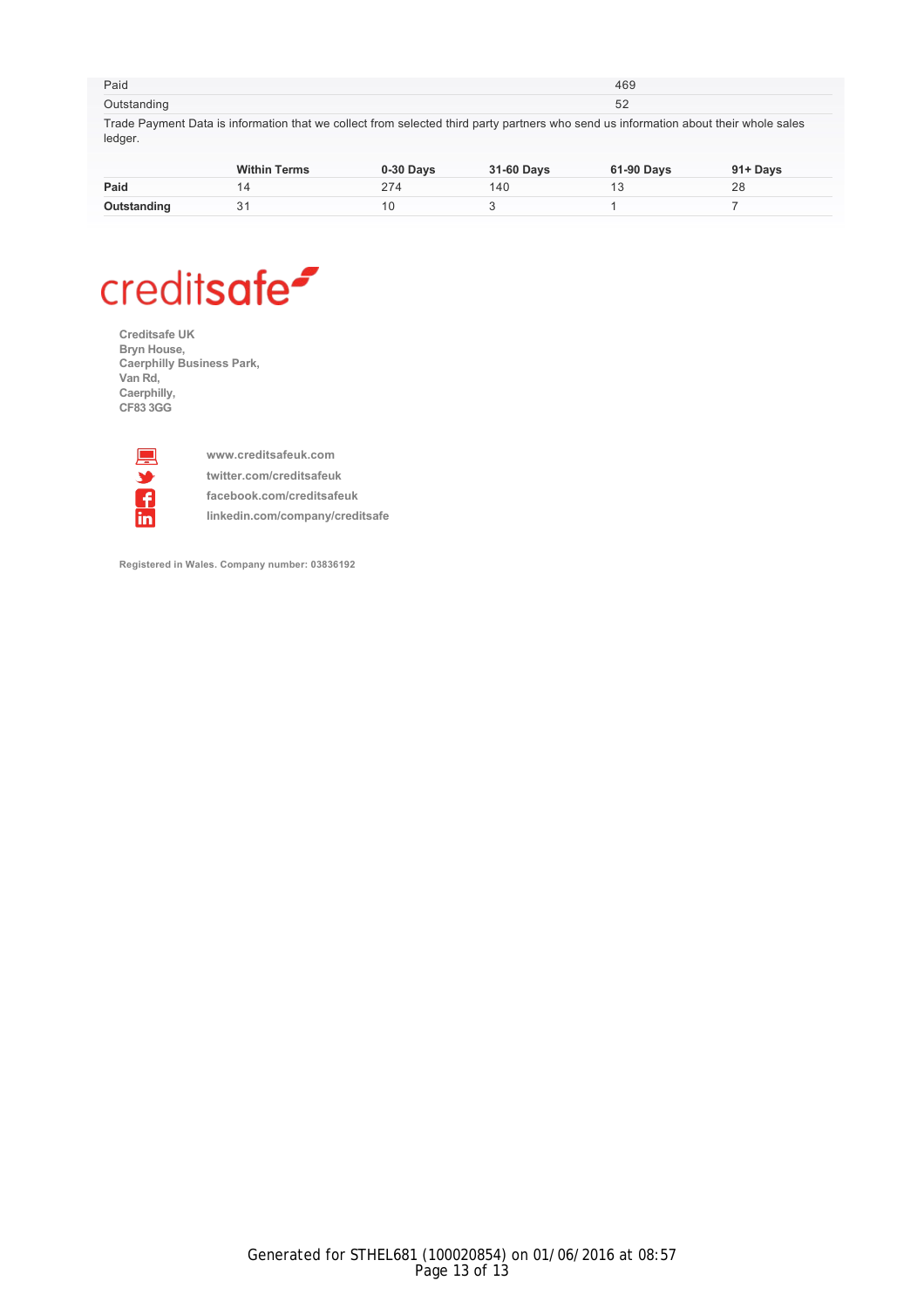| | |
|---|---|
| Paid | 469 |
| Outstanding | 52 |

Trade Payment Data is information that we collect from selected third party partners who send us information about their whole sales ledger.

| | Within Terms | 0-30 Days | 31-60 Days | 61-90 Days | 91+ Days |
|---|---|---|---|---|---|
| **Paid** | 14 | 274 | 140 | 13 | 28 |
| **Outstanding** | 31 | 10 | 3 | 1 | 7 |

creditsafe

**Creditsafe UK**
**Bryn House,**
**Caerphilly Business Park,**
**Van Rd,**
**Caerphilly,**
**CF83 3GG**

**www.creditsafeuk.com**
**twitter.com/creditsafeuk**
**facebook.com/creditsafeuk**
**linkedin.com/company/creditsafe**

**Registered in Wales. Company number: 03836192**

Generated for STHEL681 (100020854) on 01/06/2016 at 08:57